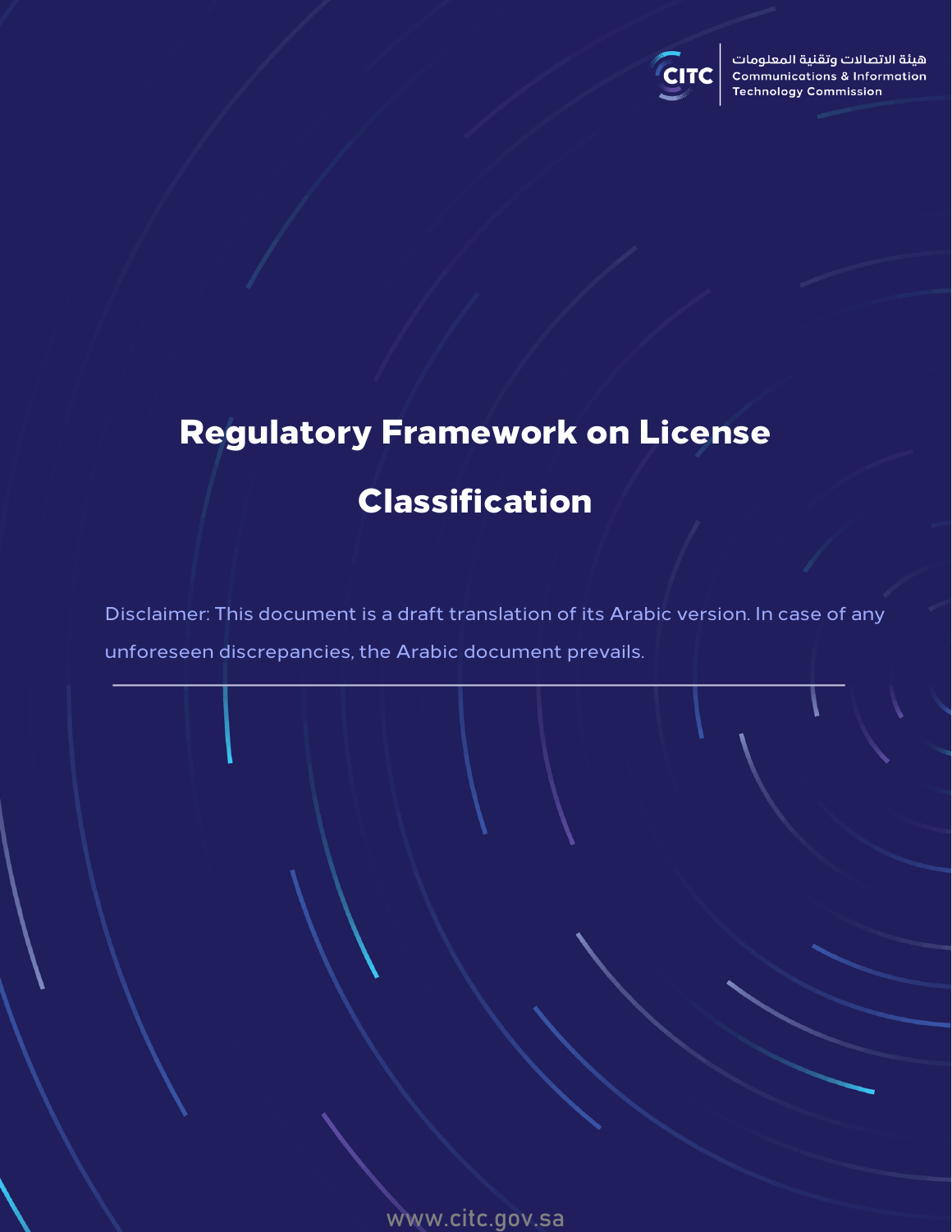هيئة الاتصالات وتقنية المعلومات
Communications & Information Technology Commission

# Regulatory Framework on License Classification

Disclaimer: This document is a draft translation of its Arabic version. In case of any unforeseen discrepancies, the Arabic document prevails.

---

www.citc.gov.sa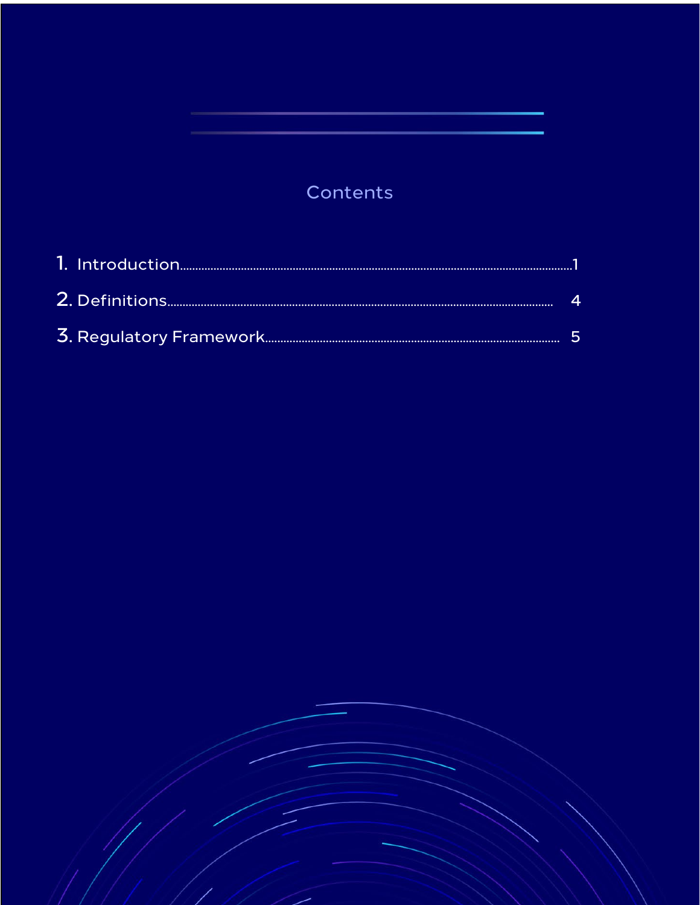## Contents

1. Introduction.............................................................1
2. Definitions.............................................................4
3. Regulatory Framework.............................................................5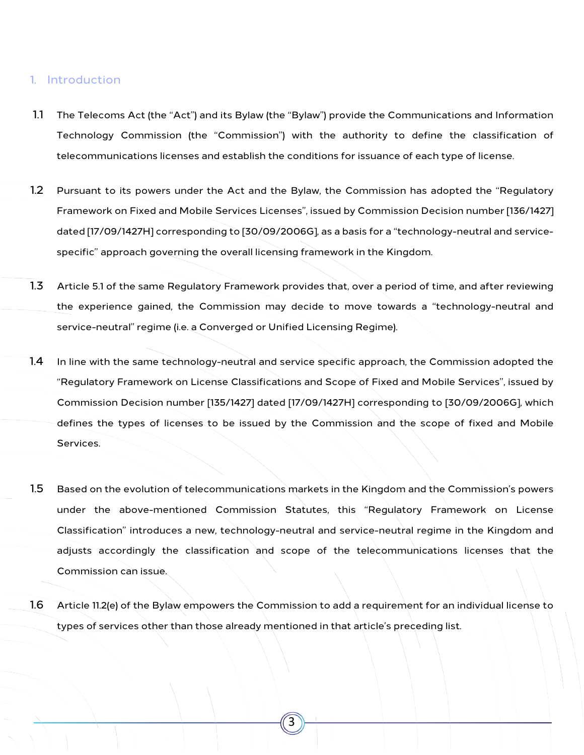# 1. Introduction

1.1 The Telecoms Act (the "Act") and its Bylaw (the "Bylaw") provide the Communications and Information Technology Commission (the "Commission") with the authority to define the classification of telecommunications licenses and establish the conditions for issuance of each type of license.

1.2 Pursuant to its powers under the Act and the Bylaw, the Commission has adopted the "Regulatory Framework on Fixed and Mobile Services Licenses", issued by Commission Decision number [136/1427] dated [17/09/1427H] corresponding to [30/09/2006G], as a basis for a "technology-neutral and service-specific" approach governing the overall licensing framework in the Kingdom.

1.3 Article 5.1 of the same Regulatory Framework provides that, over a period of time, and after reviewing the experience gained, the Commission may decide to move towards a "technology-neutral and service-neutral" regime (i.e. a Converged or Unified Licensing Regime).

1.4 In line with the same technology-neutral and service specific approach, the Commission adopted the "Regulatory Framework on License Classifications and Scope of Fixed and Mobile Services", issued by Commission Decision number [135/1427] dated [17/09/1427H] corresponding to [30/09/2006G], which defines the types of licenses to be issued by the Commission and the scope of fixed and Mobile Services.

1.5 Based on the evolution of telecommunications markets in the Kingdom and the Commission's powers under the above-mentioned Commission Statutes, this "Regulatory Framework on License Classification" introduces a new, technology-neutral and service-neutral regime in the Kingdom and adjusts accordingly the classification and scope of the telecommunications licenses that the Commission can issue.

1.6 Article 11.2(e) of the Bylaw empowers the Commission to add a requirement for an individual license to types of services other than those already mentioned in that article's preceding list.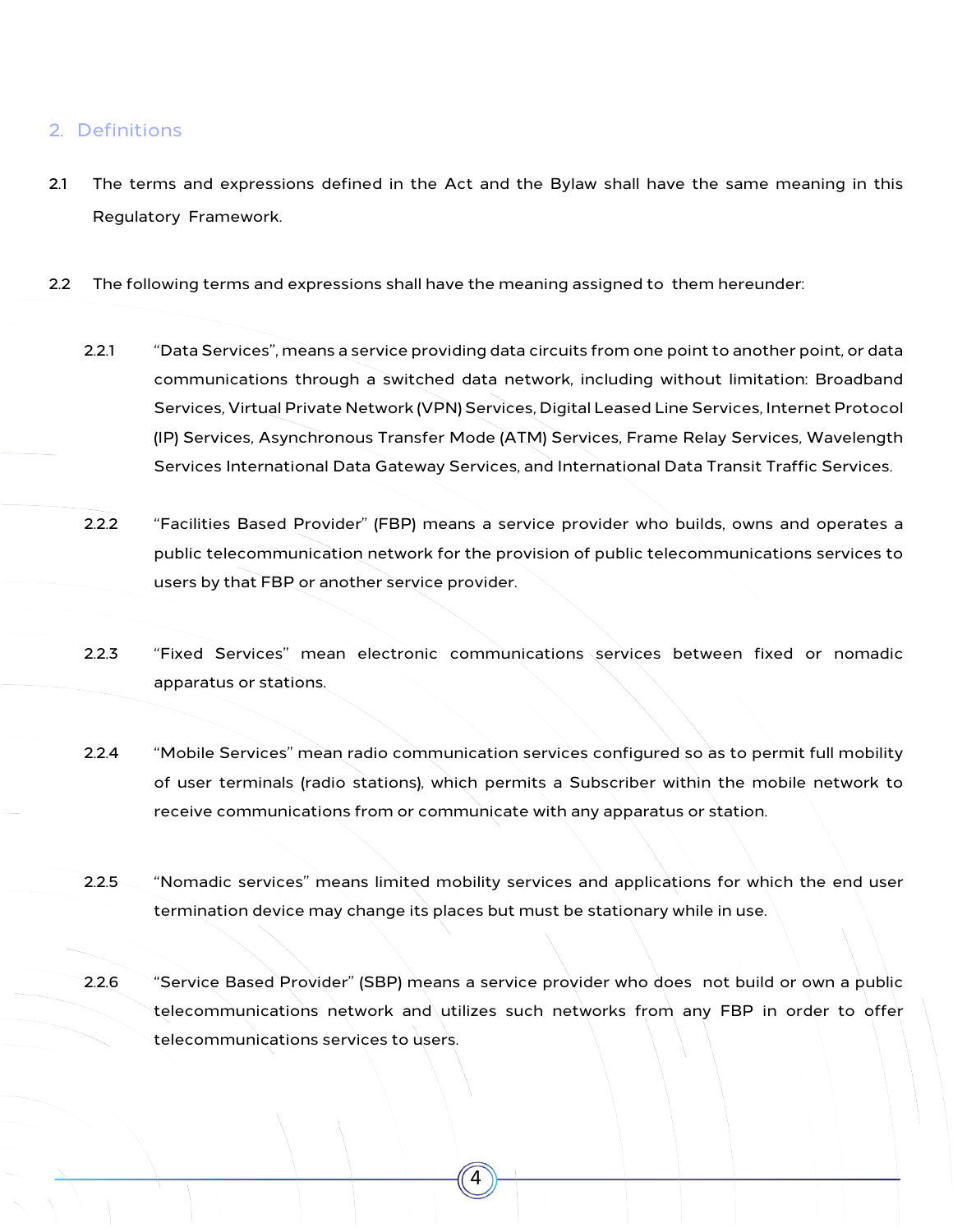## 2. Definitions

2.1 The terms and expressions defined in the Act and the Bylaw shall have the same meaning in this Regulatory Framework.

2.2 The following terms and expressions shall have the meaning assigned to them hereunder:

2.2.1 "Data Services", means a service providing data circuits from one point to another point, or data communications through a switched data network, including without limitation: Broadband Services, Virtual Private Network (VPN) Services, Digital Leased Line Services, Internet Protocol (IP) Services, Asynchronous Transfer Mode (ATM) Services, Frame Relay Services, Wavelength Services International Data Gateway Services, and International Data Transit Traffic Services.

2.2.2 "Facilities Based Provider" (FBP) means a service provider who builds, owns and operates a public telecommunication network for the provision of public telecommunications services to users by that FBP or another service provider.

2.2.3 "Fixed Services" mean electronic communications services between fixed or nomadic apparatus or stations.

2.2.4 "Mobile Services" mean radio communication services configured so as to permit full mobility of user terminals (radio stations), which permits a Subscriber within the mobile network to receive communications from or communicate with any apparatus or station.

2.2.5 "Nomadic services" means limited mobility services and applications for which the end user termination device may change its places but must be stationary while in use.

2.2.6 "Service Based Provider" (SBP) means a service provider who does not build or own a public telecommunications network and utilizes such networks from any FBP in order to offer telecommunications services to users.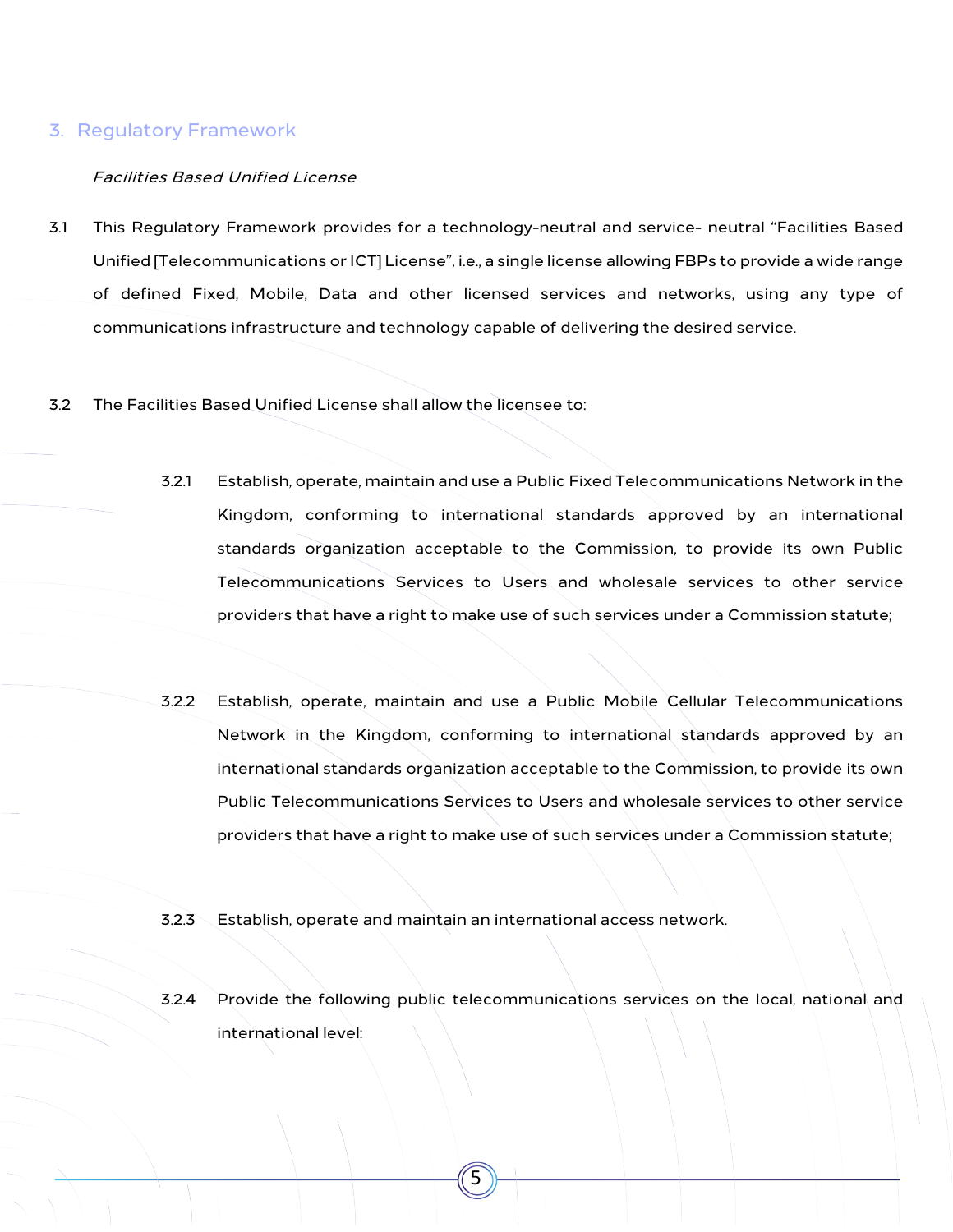## 3. Regulatory Framework

*Facilities Based Unified License*

3.1 This Regulatory Framework provides for a technology-neutral and service- neutral "Facilities Based Unified [Telecommunications or ICT] License", i.e., a single license allowing FBPs to provide a wide range of defined Fixed, Mobile, Data and other licensed services and networks, using any type of communications infrastructure and technology capable of delivering the desired service.

3.2 The Facilities Based Unified License shall allow the licensee to:

3.2.1 Establish, operate, maintain and use a Public Fixed Telecommunications Network in the Kingdom, conforming to international standards approved by an international standards organization acceptable to the Commission, to provide its own Public Telecommunications Services to Users and wholesale services to other service providers that have a right to make use of such services under a Commission statute;

3.2.2 Establish, operate, maintain and use a Public Mobile Cellular Telecommunications Network in the Kingdom, conforming to international standards approved by an international standards organization acceptable to the Commission, to provide its own Public Telecommunications Services to Users and wholesale services to other service providers that have a right to make use of such services under a Commission statute;

3.2.3 Establish, operate and maintain an international access network.

3.2.4 Provide the following public telecommunications services on the local, national and international level: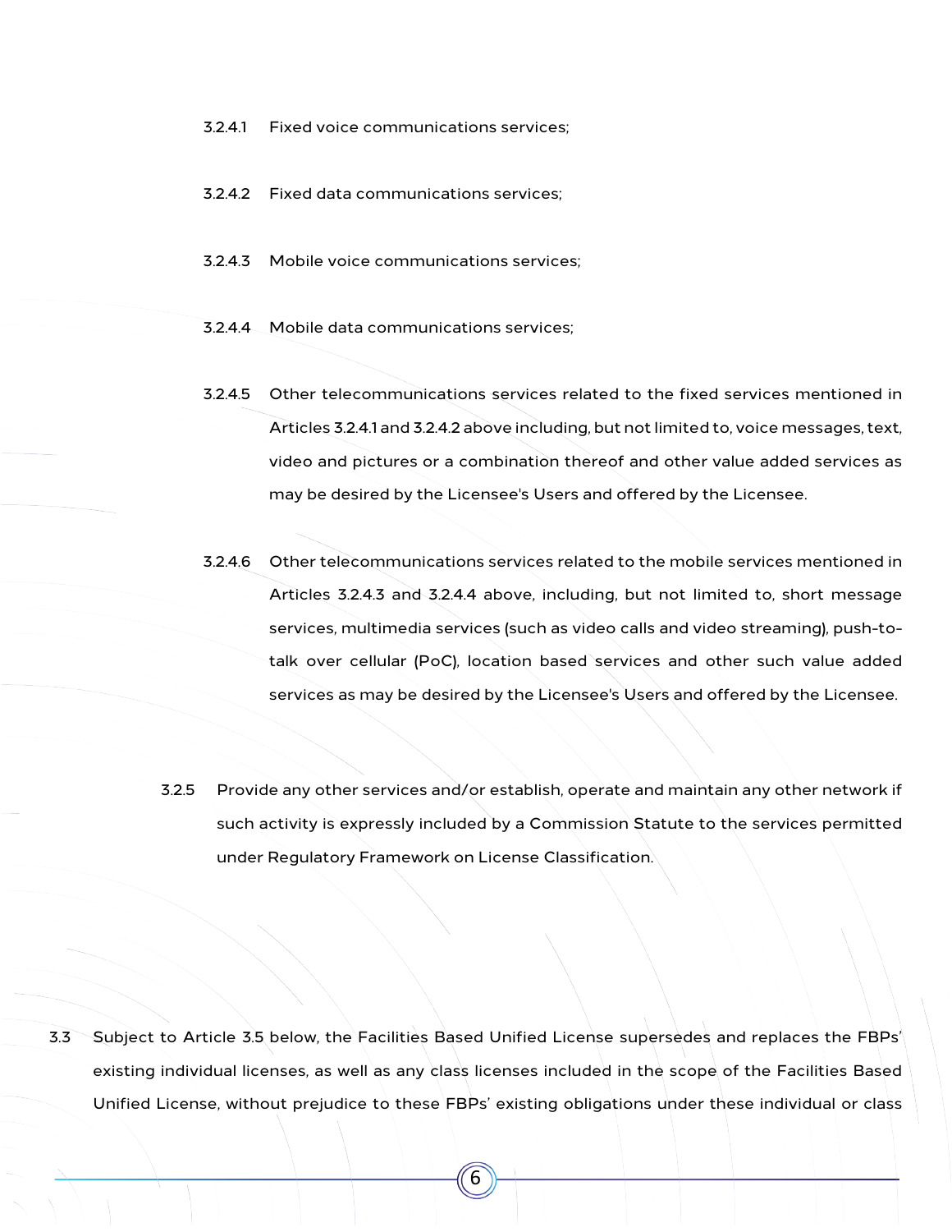3.2.4.1 Fixed voice communications services;

3.2.4.2 Fixed data communications services;

3.2.4.3 Mobile voice communications services;

3.2.4.4 Mobile data communications services;

3.2.4.5 Other telecommunications services related to the fixed services mentioned in Articles 3.2.4.1 and 3.2.4.2 above including, but not limited to, voice messages, text, video and pictures or a combination thereof and other value added services as may be desired by the Licensee's Users and offered by the Licensee.

3.2.4.6 Other telecommunications services related to the mobile services mentioned in Articles 3.2.4.3 and 3.2.4.4 above, including, but not limited to, short message services, multimedia services (such as video calls and video streaming), push-to-talk over cellular (PoC), location based services and other such value added services as may be desired by the Licensee's Users and offered by the Licensee.

3.2.5 Provide any other services and/or establish, operate and maintain any other network if such activity is expressly included by a Commission Statute to the services permitted under Regulatory Framework on License Classification.

3.3 Subject to Article 3.5 below, the Facilities Based Unified License supersedes and replaces the FBPs' existing individual licenses, as well as any class licenses included in the scope of the Facilities Based Unified License, without prejudice to these FBPs' existing obligations under these individual or class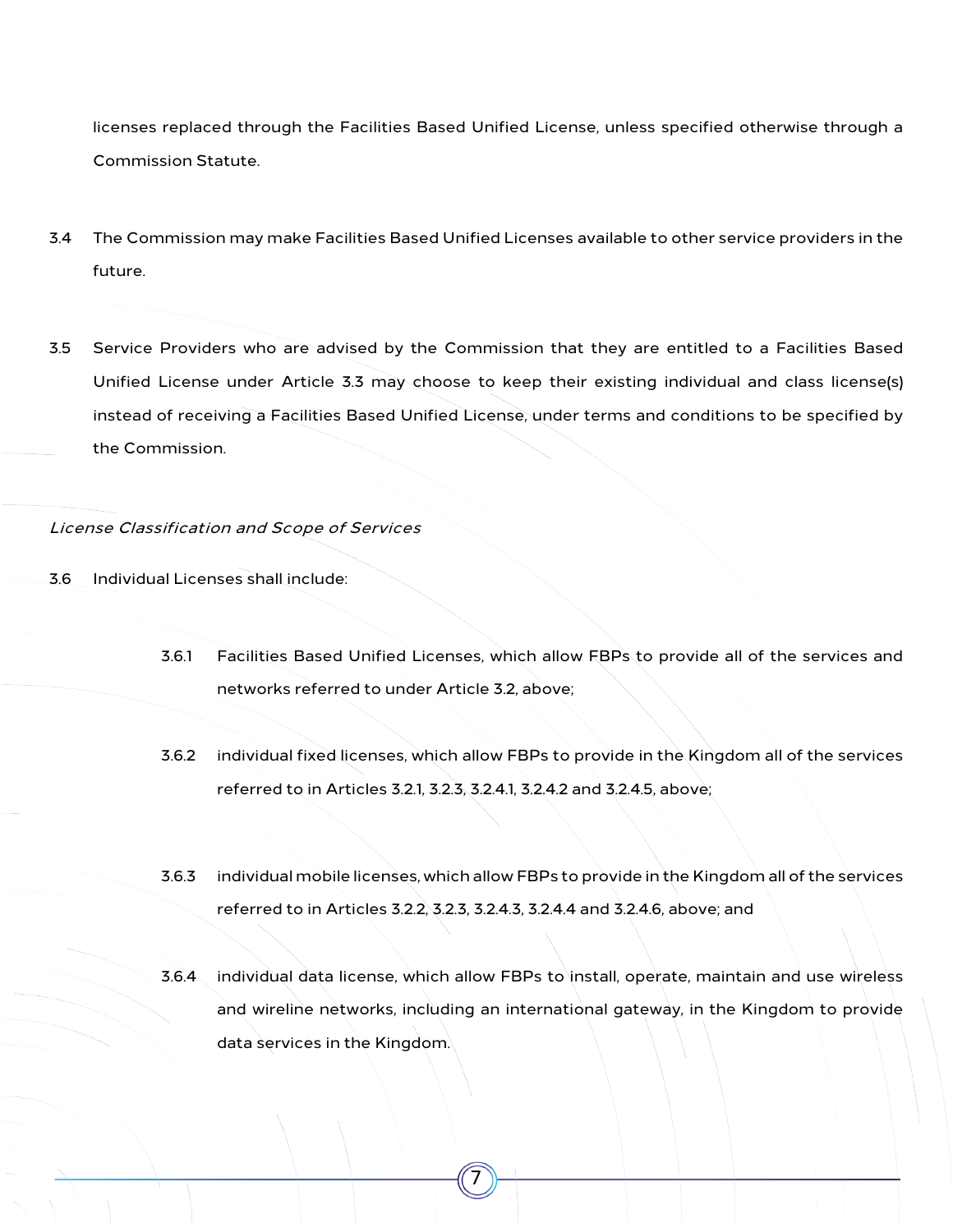licenses replaced through the Facilities Based Unified License, unless specified otherwise through a Commission Statute.

3.4 The Commission may make Facilities Based Unified Licenses available to other service providers in the future.

3.5 Service Providers who are advised by the Commission that they are entitled to a Facilities Based Unified License under Article 3.3 may choose to keep their existing individual and class license(s) instead of receiving a Facilities Based Unified License, under terms and conditions to be specified by the Commission.

*License Classification and Scope of Services*

3.6 Individual Licenses shall include:

3.6.1 Facilities Based Unified Licenses, which allow FBPs to provide all of the services and networks referred to under Article 3.2, above;

3.6.2 individual fixed licenses, which allow FBPs to provide in the Kingdom all of the services referred to in Articles 3.2.1, 3.2.3, 3.2.4.1, 3.2.4.2 and 3.2.4.5, above;

3.6.3 individual mobile licenses, which allow FBPs to provide in the Kingdom all of the services referred to in Articles 3.2.2, 3.2.3, 3.2.4.3, 3.2.4.4 and 3.2.4.6, above; and

3.6.4 individual data license, which allow FBPs to install, operate, maintain and use wireless and wireline networks, including an international gateway, in the Kingdom to provide data services in the Kingdom.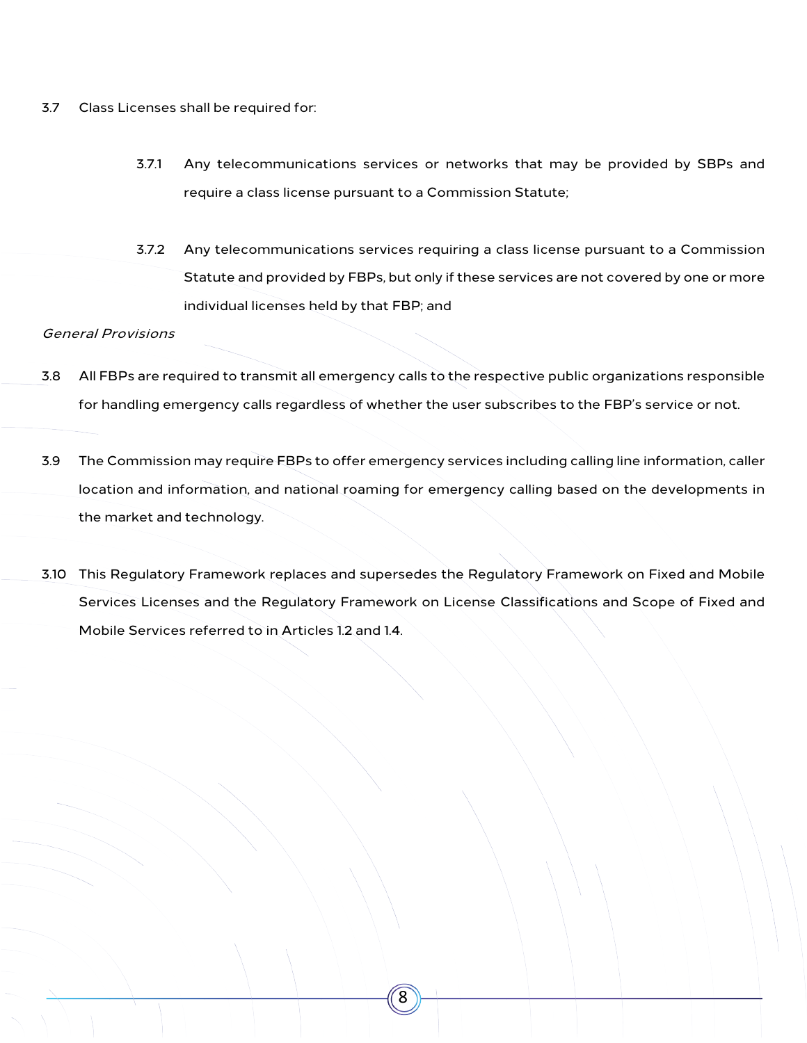3.7 Class Licenses shall be required for:

3.7.1 Any telecommunications services or networks that may be provided by SBPs and require a class license pursuant to a Commission Statute;

3.7.2 Any telecommunications services requiring a class license pursuant to a Commission Statute and provided by FBPs, but only if these services are not covered by one or more individual licenses held by that FBP; and

*General Provisions*

3.8 All FBPs are required to transmit all emergency calls to the respective public organizations responsible for handling emergency calls regardless of whether the user subscribes to the FBP's service or not.

3.9 The Commission may require FBPs to offer emergency services including calling line information, caller location and information, and national roaming for emergency calling based on the developments in the market and technology.

3.10 This Regulatory Framework replaces and supersedes the Regulatory Framework on Fixed and Mobile Services Licenses and the Regulatory Framework on License Classifications and Scope of Fixed and Mobile Services referred to in Articles 1.2 and 1.4.